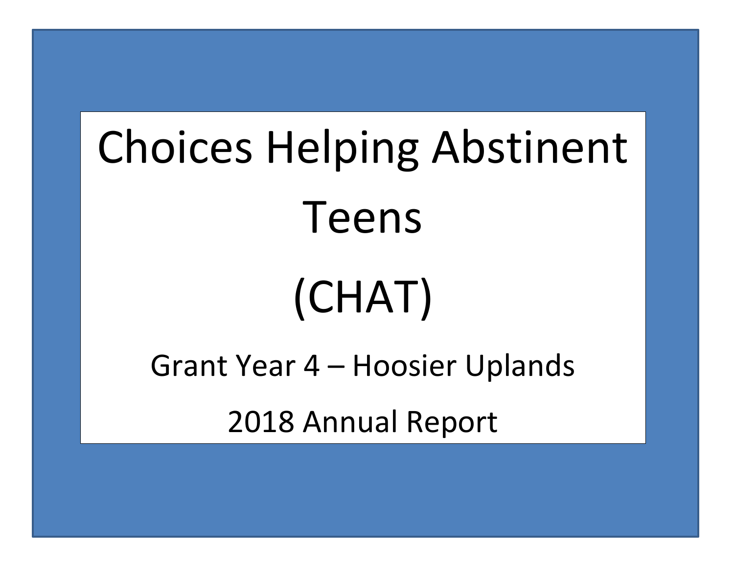# Choices Helping Abstinent Teens

# (CHAT)

Grant Year 4 – Hoosier Uplands

2018 Annual Report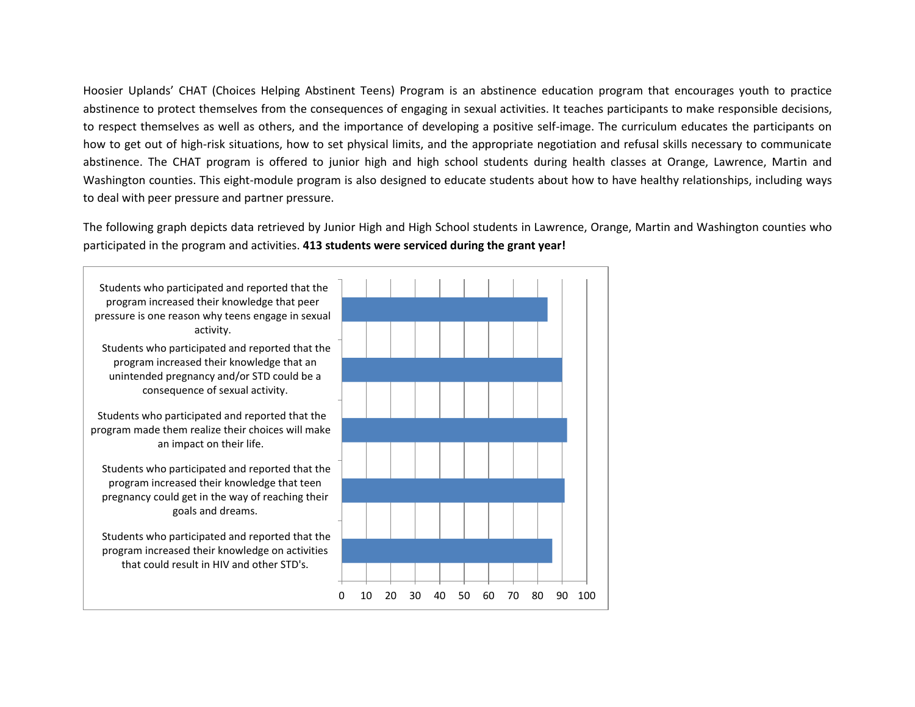Hoosier Uplands' CHAT (Choices Helping Abstinent Teens) Program is an abstinence education program that encourages youth to practice abstinence to protect themselves from the consequences of engaging in sexual activities. It teaches participants to make responsible decisions, to respect themselves as well as others, and the importance of developing a positive self-image. The curriculum educates the participants on how to get out of high-risk situations, how to set physical limits, and the appropriate negotiation and refusal skills necessary to communicate abstinence. The CHAT program is offered to junior high and high school students during health classes at Orange, Lawrence, Martin and Washington counties. This eight-module program is also designed to educate students about how to have healthy relationships, including ways to deal with peer pressure and partner pressure.

The following graph depicts data retrieved by Junior High and High School students in Lawrence, Orange, Martin and Washington counties who participated in the program and activities. **413 students were serviced during the grant year!**

Students who participated and reported that the program increased their knowledge that peer pressure is one reason why teens engage in sexual activity.

Students who participated and reported that the program increased their knowledge that an unintended pregnancy and/or STD could be a consequence of sexual activity.

Students who participated and reported that the program made them realize their choices will make an impact on their life.

Students who participated and reported that the program increased their knowledge that teen pregnancy could get in the way of reaching their goals and dreams.

Students who participated and reported that the program increased their knowledge on activities that could result in HIV and other STD's.

0 10 20 30 40 50 60 70 80 90 100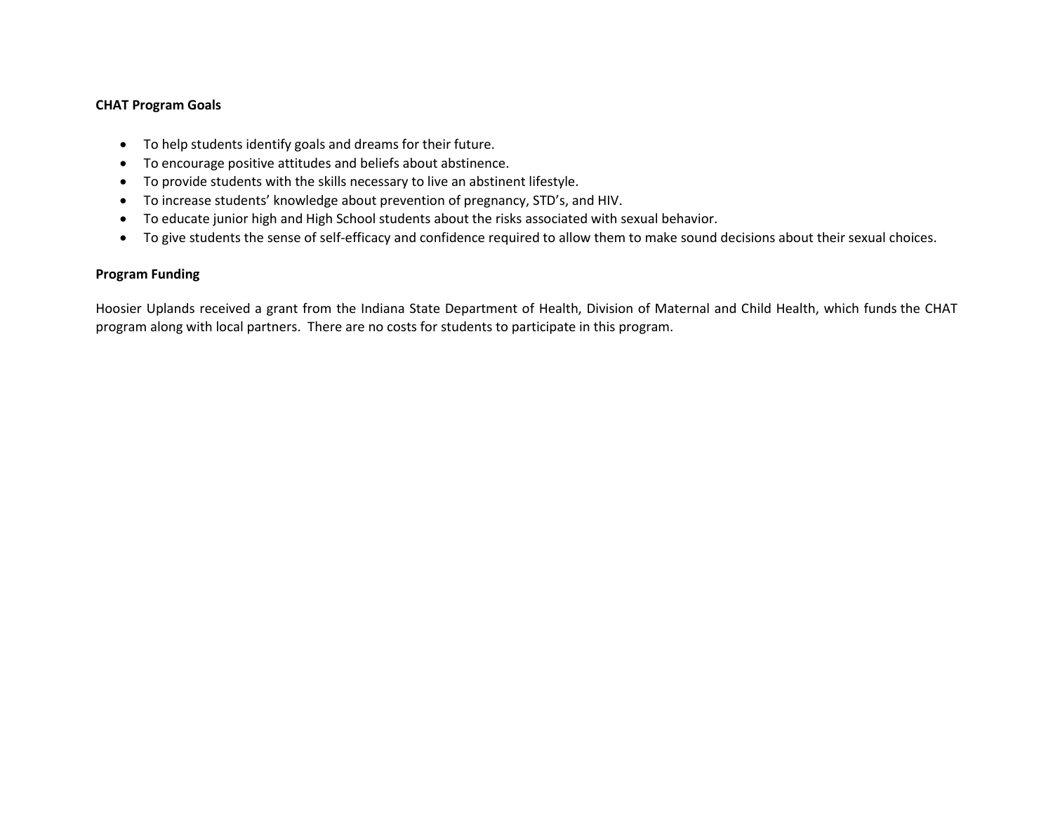**CHAT Program Goals**

- To help students identify goals and dreams for their future.
- To encourage positive attitudes and beliefs about abstinence.
- To provide students with the skills necessary to live an abstinent lifestyle.
- To increase students' knowledge about prevention of pregnancy, STD's, and HIV.
- To educate junior high and High School students about the risks associated with sexual behavior.
- To give students the sense of self-efficacy and confidence required to allow them to make sound decisions about their sexual choices.

**Program Funding**

Hoosier Uplands received a grant from the Indiana State Department of Health, Division of Maternal and Child Health, which funds the CHAT program along with local partners. There are no costs for students to participate in this program.